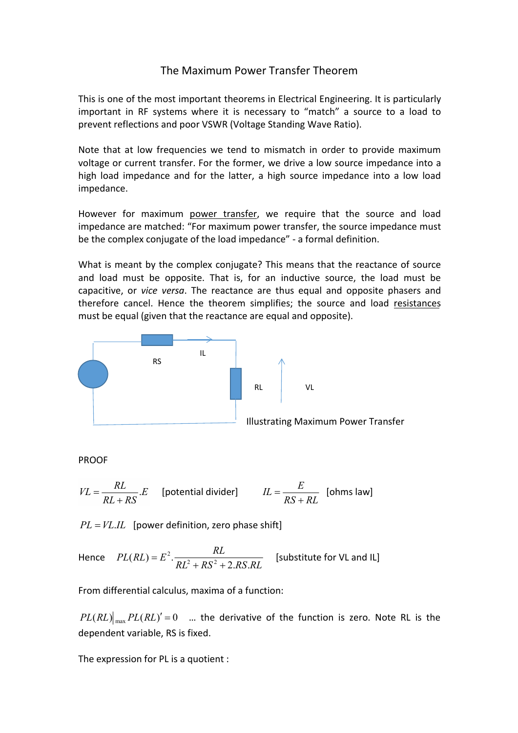# The Maximum Power Transfer Theorem

This is one of the most important theorems in Electrical Engineering. It is particularly important in RF systems where it is necessary to "match" a source to a load to prevent reflections and poor VSWR (Voltage Standing Wave Ratio).

Note that at low frequencies we tend to mismatch in order to provide maximum voltage or current transfer. For the former, we drive a low source impedance into a high load impedance and for the latter, a high source impedance into a low load impedance.

However for maximum power transfer, we require that the source and load impedance are matched: "For maximum power transfer, the source impedance must be the complex conjugate of the load impedance" - a formal definition.

What is meant by the complex conjugate? This means that the reactance of source and load must be opposite. That is, for an inductive source, the load must be capacitive, or *vice versa*. The reactance are thus equal and opposite phasers and therefore cancel. Hence the theorem simplifies; the source and load resistances must be equal (given that the reactance are equal and opposite).

RS IL RL VL

Illustrating Maximum Power Transfer

PROOF

$$VL = \frac{RL}{RL + RS}.E \quad \text{[potential divider]} \qquad IL = \frac{E}{RS + RL} \quad \text{[ohms law]}$$

$$PL = VL.IL \quad \text{[power definition, zero phase shift]}$$

Hence $$PL(RL) = E^2.\frac{RL}{RL^2 + RS^2 + 2.RS.RL} \quad \text{[substitute for VL and IL]}$$

From differential calculus, maxima of a function:

$PL(RL)\big|_{\max} PL(RL)' = 0$ ... the derivative of the function is zero. Note RL is the dependent variable, RS is fixed.

The expression for PL is a quotient :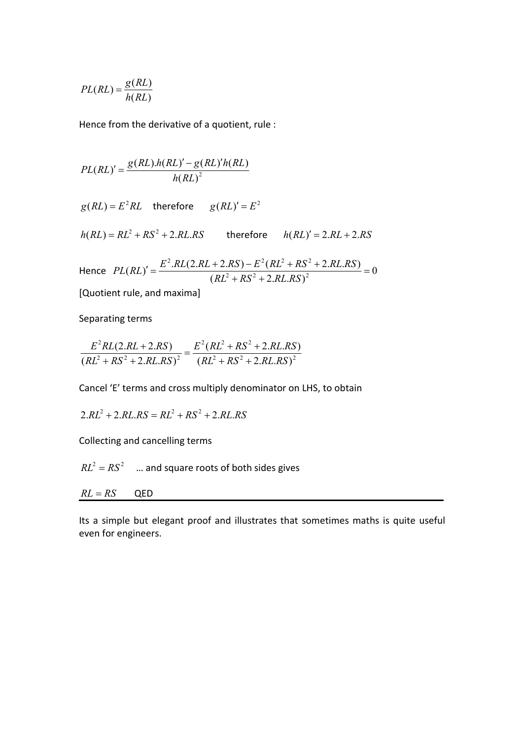$$PL(RL) = \frac{g(RL)}{h(RL)}$$

Hence from the derivative of a quotient, rule :

$$PL(RL)' = \frac{g(RL).h(RL)' - g(RL)'h(RL)}{h(RL)^2}$$

$g(RL) = E^2 RL$ therefore $g(RL)' = E^2$

$h(RL) = RL^2 + RS^2 + 2.RL.RS$ therefore $h(RL)' = 2.RL + 2.RS$

Hence $PL(RL)' = \dfrac{E^2.RL(2.RL + 2.RS) - E^2(RL^2 + RS^2 + 2.RL.RS)}{(RL^2 + RS^2 + 2.RL.RS)^2} = 0$

[Quotient rule, and maxima]

Separating terms

$$\frac{E^2 RL(2.RL + 2.RS)}{(RL^2 + RS^2 + 2.RL.RS)^2} = \frac{E^2(RL^2 + RS^2 + 2.RL.RS)}{(RL^2 + RS^2 + 2.RL.RS)^2}$$

Cancel 'E' terms and cross multiply denominator on LHS, to obtain

$$2.RL^2 + 2.RL.RS = RL^2 + RS^2 + 2.RL.RS$$

Collecting and cancelling terms

$RL^2 = RS^2$ … and square roots of both sides gives

$RL = RS$ QED

---

Its a simple but elegant proof and illustrates that sometimes maths is quite useful even for engineers.